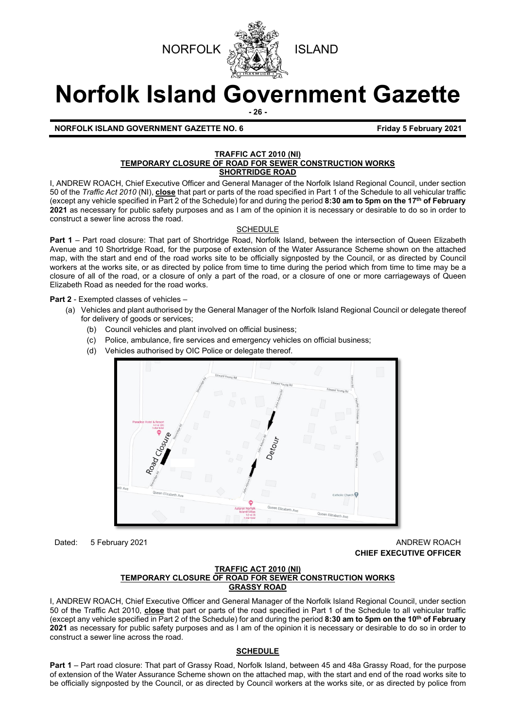NORFOLK ISLAND

# Norfolk Island Government Gazette

**NORFOLK ISLAND GOVERNMENT GAZETTE NO. 6** **Friday 5 February 2021**

**TRAFFIC ACT 2010 (NI)**
**TEMPORARY CLOSURE OF ROAD FOR SEWER CONSTRUCTION WORKS**
**SHORTRIDGE ROAD**

I, ANDREW ROACH, Chief Executive Officer and General Manager of the Norfolk Island Regional Council, under section 50 of the *Traffic Act 2010* (NI), **close** that part or parts of the road specified in Part 1 of the Schedule to all vehicular traffic (except any vehicle specified in Part 2 of the Schedule) for and during the period **8:30 am to 5pm on the 17th of February 2021** as necessary for public safety purposes and as I am of the opinion it is necessary or desirable to do so in order to construct a sewer line across the road.

SCHEDULE

**Part 1** – Part road closure: That part of Shortridge Road, Norfolk Island, between the intersection of Queen Elizabeth Avenue and 10 Shortridge Road, for the purpose of extension of the Water Assurance Scheme shown on the attached map, with the start and end of the road works site to be officially signposted by the Council, or as directed by Council workers at the works site, or as directed by police from time to time during the period which from time to time may be a closure of all of the road, or a closure of only a part of the road, or a closure of one or more carriageways of Queen Elizabeth Road as needed for the road works.

**Part 2** - Exempted classes of vehicles –

(a) Vehicles and plant authorised by the General Manager of the Norfolk Island Regional Council or delegate thereof for delivery of goods or services;
(b) Council vehicles and plant involved on official business;
(c) Police, ambulance, fire services and emergency vehicles on official business;
(d) Vehicles authorised by OIC Police or delegate thereof.

Dated: 5 February 2021

ANDREW ROACH
**CHIEF EXECUTIVE OFFICER**

**TRAFFIC ACT 2010 (NI)**
**TEMPORARY CLOSURE OF ROAD FOR SEWER CONSTRUCTION WORKS**
**GRASSY ROAD**

I, ANDREW ROACH, Chief Executive Officer and General Manager of the Norfolk Island Regional Council, under section 50 of the Traffic Act 2010, **close** that part or parts of the road specified in Part 1 of the Schedule to all vehicular traffic (except any vehicle specified in Part 2 of the Schedule) for and during the period **8:30 am to 5pm on the 10th of February 2021** as necessary for public safety purposes and as I am of the opinion it is necessary or desirable to do so in order to construct a sewer line across the road.

**SCHEDULE**

**Part 1** – Part road closure: That part of Grassy Road, Norfolk Island, between 45 and 48a Grassy Road, for the purpose of extension of the Water Assurance Scheme shown on the attached map, with the start and end of the road works site to be officially signposted by the Council, or as directed by Council workers at the works site, or as directed by police from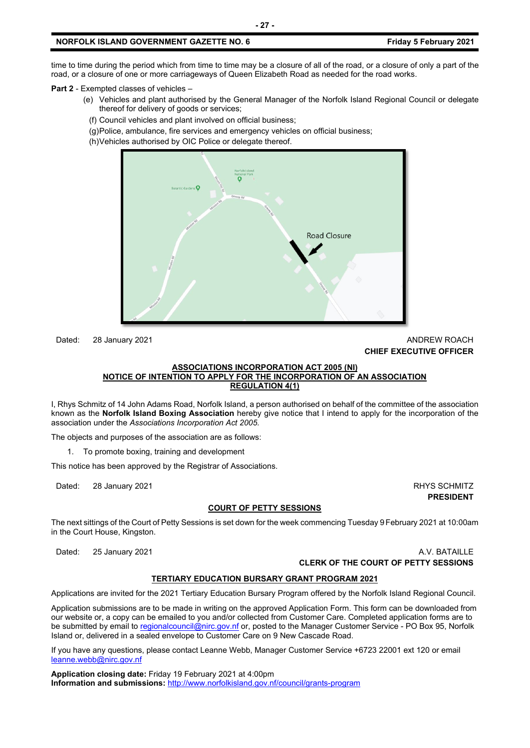time to time during the period which from time to time may be a closure of all of the road, or a closure of only a part of the road, or a closure of one or more carriageways of Queen Elizabeth Road as needed for the road works.

**Part 2** - Exempted classes of vehicles –

(e) Vehicles and plant authorised by the General Manager of the Norfolk Island Regional Council or delegate thereof for delivery of goods or services;

(f) Council vehicles and plant involved on official business;

(g)Police, ambulance, fire services and emergency vehicles on official business;

(h)Vehicles authorised by OIC Police or delegate thereof.

Dated: 28 January 2021

ANDREW ROACH
**CHIEF EXECUTIVE OFFICER**

## ASSOCIATIONS INCORPORATION ACT 2005 (NI)
## NOTICE OF INTENTION TO APPLY FOR THE INCORPORATION OF AN ASSOCIATION
## REGULATION 4(1)

I, Rhys Schmitz of 14 John Adams Road, Norfolk Island, a person authorised on behalf of the committee of the association known as the **Norfolk Island Boxing Association** hereby give notice that I intend to apply for the incorporation of the association under the *Associations Incorporation Act 2005.*

The objects and purposes of the association are as follows:

1. To promote boxing, training and development

This notice has been approved by the Registrar of Associations.

Dated: 28 January 2021

RHYS SCHMITZ
**PRESIDENT**

## COURT OF PETTY SESSIONS

The next sittings of the Court of Petty Sessions is set down for the week commencing Tuesday 9 February 2021 at 10:00am in the Court House, Kingston.

Dated: 25 January 2021

A.V. BATAILLE
**CLERK OF THE COURT OF PETTY SESSIONS**

## TERTIARY EDUCATION BURSARY GRANT PROGRAM 2021

Applications are invited for the 2021 Tertiary Education Bursary Program offered by the Norfolk Island Regional Council.

Application submissions are to be made in writing on the approved Application Form. This form can be downloaded from our website or, a copy can be emailed to you and/or collected from Customer Care. Completed application forms are to be submitted by email to regionalcouncil@nirc.gov.nf or, posted to the Manager Customer Service - PO Box 95, Norfolk Island or, delivered in a sealed envelope to Customer Care on 9 New Cascade Road.

If you have any questions, please contact Leanne Webb, Manager Customer Service +6723 22001 ext 120 or email leanne.webb@nirc.gov.nf

**Application closing date:** Friday 19 February 2021 at 4:00pm
**Information and submissions:** http://www.norfolkisland.gov.nf/council/grants-program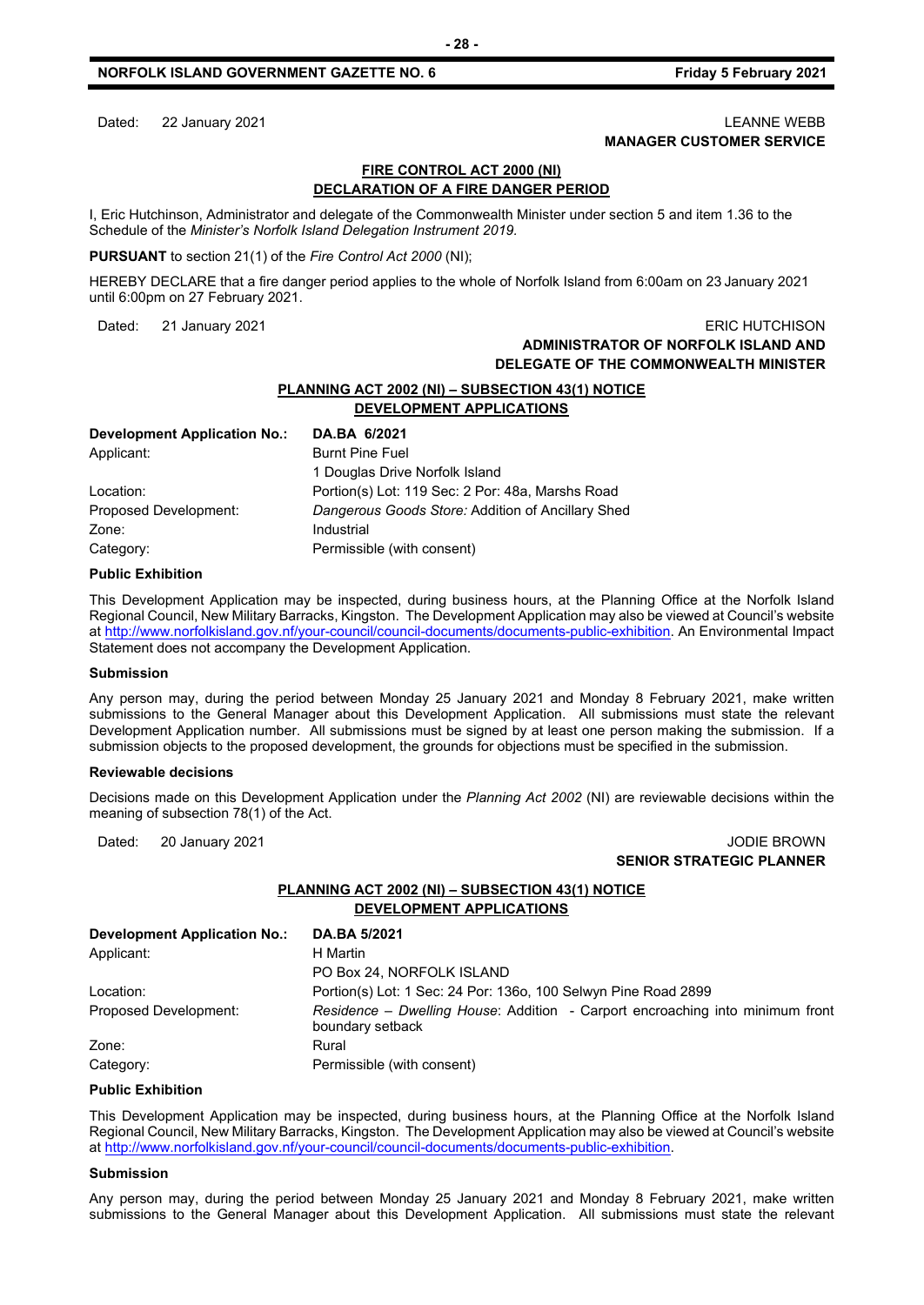Dated: 22 January 2021

LEANNE WEBB
**MANAGER CUSTOMER SERVICE**

## FIRE CONTROL ACT 2000 (NI)
## DECLARATION OF A FIRE DANGER PERIOD

I, Eric Hutchinson, Administrator and delegate of the Commonwealth Minister under section 5 and item 1.36 to the Schedule of the *Minister's Norfolk Island Delegation Instrument 2019.*

**PURSUANT** to section 21(1) of the *Fire Control Act 2000* (NI);

HEREBY DECLARE that a fire danger period applies to the whole of Norfolk Island from 6:00am on 23 January 2021 until 6:00pm on 27 February 2021.

Dated: 21 January 2021

ERIC HUTCHISON
**ADMINISTRATOR OF NORFOLK ISLAND AND DELEGATE OF THE COMMONWEALTH MINISTER**

## PLANNING ACT 2002 (NI) – SUBSECTION 43(1) NOTICE
## DEVELOPMENT APPLICATIONS

| **Development Application No.:** | **DA.BA 6/2021** |
|---|---|
| Applicant: | Burnt Pine Fuel<br>1 Douglas Drive Norfolk Island |
| Location: | Portion(s) Lot: 119 Sec: 2 Por: 48a, Marshs Road |
| Proposed Development: | *Dangerous Goods Store:* Addition of Ancillary Shed |
| Zone: | Industrial |
| Category: | Permissible (with consent) |

**Public Exhibition**

This Development Application may be inspected, during business hours, at the Planning Office at the Norfolk Island Regional Council, New Military Barracks, Kingston. The Development Application may also be viewed at Council's website at http://www.norfolkisland.gov.nf/your-council/council-documents/documents-public-exhibition. An Environmental Impact Statement does not accompany the Development Application.

**Submission**

Any person may, during the period between Monday 25 January 2021 and Monday 8 February 2021, make written submissions to the General Manager about this Development Application. All submissions must state the relevant Development Application number. All submissions must be signed by at least one person making the submission. If a submission objects to the proposed development, the grounds for objections must be specified in the submission.

**Reviewable decisions**

Decisions made on this Development Application under the *Planning Act 2002* (NI) are reviewable decisions within the meaning of subsection 78(1) of the Act.

Dated: 20 January 2021

JODIE BROWN
**SENIOR STRATEGIC PLANNER**

## PLANNING ACT 2002 (NI) – SUBSECTION 43(1) NOTICE
## DEVELOPMENT APPLICATIONS

| **Development Application No.:** | **DA.BA 5/2021** |
|---|---|
| Applicant: | H Martin<br>PO Box 24, NORFOLK ISLAND |
| Location: | Portion(s) Lot: 1 Sec: 24 Por: 136o, 100 Selwyn Pine Road 2899 |
| Proposed Development: | *Residence – Dwelling House*: Addition - Carport encroaching into minimum front boundary setback |
| Zone: | Rural |
| Category: | Permissible (with consent) |

**Public Exhibition**

This Development Application may be inspected, during business hours, at the Planning Office at the Norfolk Island Regional Council, New Military Barracks, Kingston. The Development Application may also be viewed at Council's website at http://www.norfolkisland.gov.nf/your-council/council-documents/documents-public-exhibition.

**Submission**

Any person may, during the period between Monday 25 January 2021 and Monday 8 February 2021, make written submissions to the General Manager about this Development Application. All submissions must state the relevant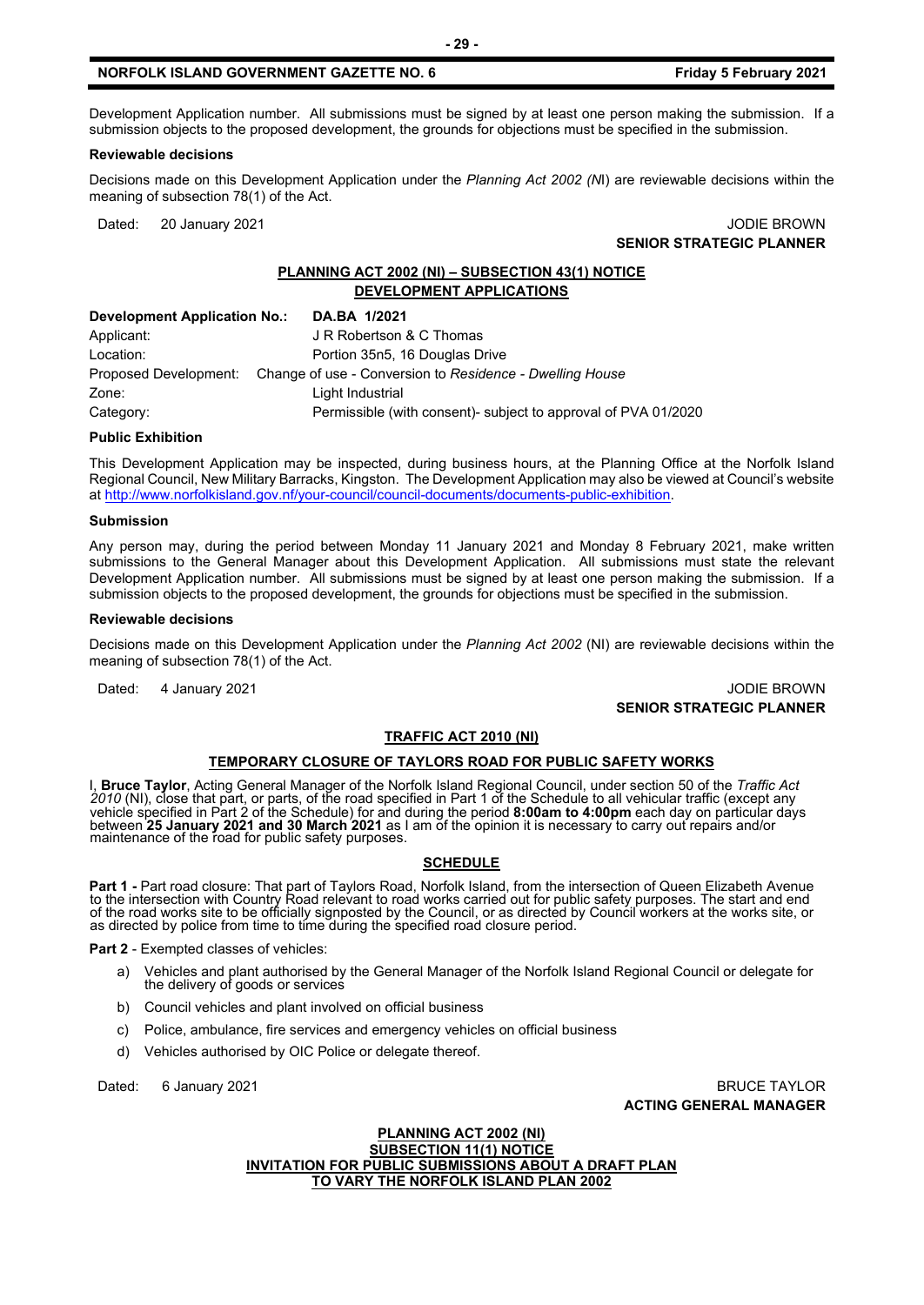Development Application number. All submissions must be signed by at least one person making the submission. If a submission objects to the proposed development, the grounds for objections must be specified in the submission.

**Reviewable decisions**

Decisions made on this Development Application under the *Planning Act 2002 (N*I) are reviewable decisions within the meaning of subsection 78(1) of the Act.

Dated: 20 January 2021

JODIE BROWN
**SENIOR STRATEGIC PLANNER**

**PLANNING ACT 2002 (NI) – SUBSECTION 43(1) NOTICE**
**DEVELOPMENT APPLICATIONS**

| **Development Application No.:** | **DA.BA 1/2021** |
|---|---|
| Applicant: | J R Robertson & C Thomas |
| Location: | Portion 35n5, 16 Douglas Drive |
| Proposed Development: | Change of use - Conversion to *Residence - Dwelling House* |
| Zone: | Light Industrial |
| Category: | Permissible (with consent)- subject to approval of PVA 01/2020 |

**Public Exhibition**

This Development Application may be inspected, during business hours, at the Planning Office at the Norfolk Island Regional Council, New Military Barracks, Kingston. The Development Application may also be viewed at Council's website at http://www.norfolkisland.gov.nf/your-council/council-documents/documents-public-exhibition.

**Submission**

Any person may, during the period between Monday 11 January 2021 and Monday 8 February 2021, make written submissions to the General Manager about this Development Application. All submissions must state the relevant Development Application number. All submissions must be signed by at least one person making the submission. If a submission objects to the proposed development, the grounds for objections must be specified in the submission.

**Reviewable decisions**

Decisions made on this Development Application under the *Planning Act 2002* (NI) are reviewable decisions within the meaning of subsection 78(1) of the Act.

Dated: 4 January 2021

JODIE BROWN
**SENIOR STRATEGIC PLANNER**

**TRAFFIC ACT 2010 (NI)**

**TEMPORARY CLOSURE OF TAYLORS ROAD FOR PUBLIC SAFETY WORKS**

I, **Bruce Taylor**, Acting General Manager of the Norfolk Island Regional Council, under section 50 of the *Traffic Act 2010* (NI), close that part, or parts, of the road specified in Part 1 of the Schedule to all vehicular traffic (except any vehicle specified in Part 2 of the Schedule) for and during the period **8:00am to 4:00pm** each day on particular days between **25 January 2021 and 30 March 2021** as I am of the opinion it is necessary to carry out repairs and/or maintenance of the road for public safety purposes.

**SCHEDULE**

**Part 1 -** Part road closure: That part of Taylors Road, Norfolk Island, from the intersection of Queen Elizabeth Avenue to the intersection with Country Road relevant to road works carried out for public safety purposes. The start and end of the road works site to be officially signposted by the Council, or as directed by Council workers at the works site, or as directed by police from time to time during the specified road closure period.

**Part 2** - Exempted classes of vehicles:

a) Vehicles and plant authorised by the General Manager of the Norfolk Island Regional Council or delegate for the delivery of goods or services
b) Council vehicles and plant involved on official business
c) Police, ambulance, fire services and emergency vehicles on official business
d) Vehicles authorised by OIC Police or delegate thereof.

Dated: 6 January 2021

BRUCE TAYLOR
**ACTING GENERAL MANAGER**

**PLANNING ACT 2002 (NI)**
**SUBSECTION 11(1) NOTICE**
**INVITATION FOR PUBLIC SUBMISSIONS ABOUT A DRAFT PLAN TO VARY THE NORFOLK ISLAND PLAN 2002**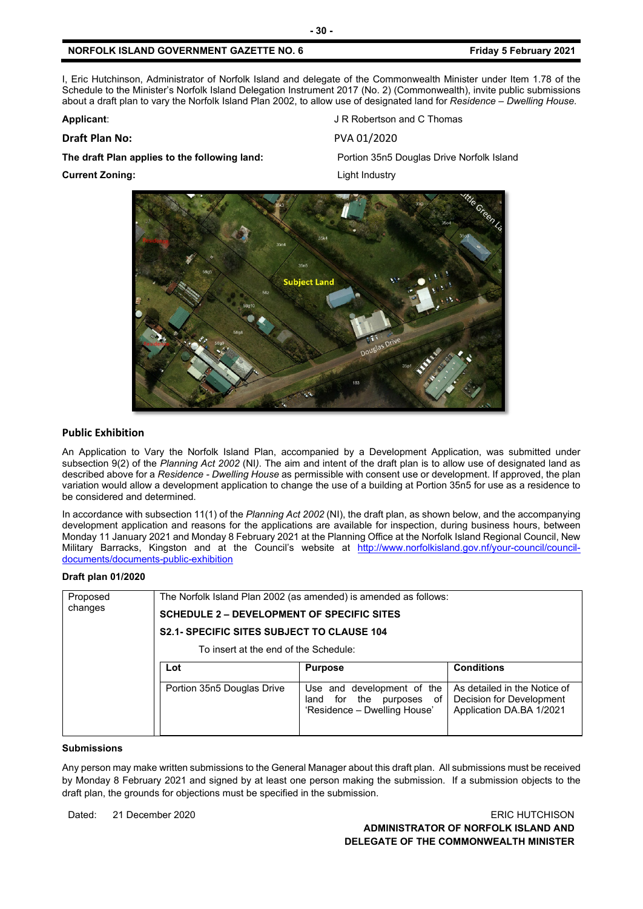I, Eric Hutchinson, Administrator of Norfolk Island and delegate of the Commonwealth Minister under Item 1.78 of the Schedule to the Minister's Norfolk Island Delegation Instrument 2017 (No. 2) (Commonwealth), invite public submissions about a draft plan to vary the Norfolk Island Plan 2002, to allow use of designated land for *Residence – Dwelling House.*

**Applicant**: J R Robertson and C Thomas

**Draft Plan No:** PVA 01/2020

**The draft Plan applies to the following land:** Portion 35n5 Douglas Drive Norfolk Island

**Current Zoning:** Light Industry

### Public Exhibition

An Application to Vary the Norfolk Island Plan, accompanied by a Development Application, was submitted under subsection 9(2) of the *Planning Act 2002* (NI*)*. The aim and intent of the draft plan is to allow use of designated land as described above for a *Residence - Dwelling House* as permissible with consent use or development. If approved, the plan variation would allow a development application to change the use of a building at Portion 35n5 for use as a residence to be considered and determined.

In accordance with subsection 11(1) of the *Planning Act 2002* (NI), the draft plan, as shown below, and the accompanying development application and reasons for the applications are available for inspection, during business hours, between Monday 11 January 2021 and Monday 8 February 2021 at the Planning Office at the Norfolk Island Regional Council, New Military Barracks, Kingston and at the Council's website at http://www.norfolkisland.gov.nf/your-council/council-documents/documents-public-exhibition

**Draft plan 01/2020**

| Proposed changes | The Norfolk Island Plan 2002 (as amended) is amended as follows:<br>**SCHEDULE 2 – DEVELOPMENT OF SPECIFIC SITES**<br>**S2.1- SPECIFIC SITES SUBJECT TO CLAUSE 104**<br>To insert at the end of the Schedule: | | |
|---|---|---|---|
| | **Lot** | **Purpose** | **Conditions** |
| | Portion 35n5 Douglas Drive | Use and development of the land for the purposes of 'Residence – Dwelling House' | As detailed in the Notice of Decision for Development Application DA.BA 1/2021 |

**Submissions**

Any person may make written submissions to the General Manager about this draft plan. All submissions must be received by Monday 8 February 2021 and signed by at least one person making the submission. If a submission objects to the draft plan, the grounds for objections must be specified in the submission.

Dated: 21 December 2020

ERIC HUTCHISON
**ADMINISTRATOR OF NORFOLK ISLAND AND DELEGATE OF THE COMMONWEALTH MINISTER**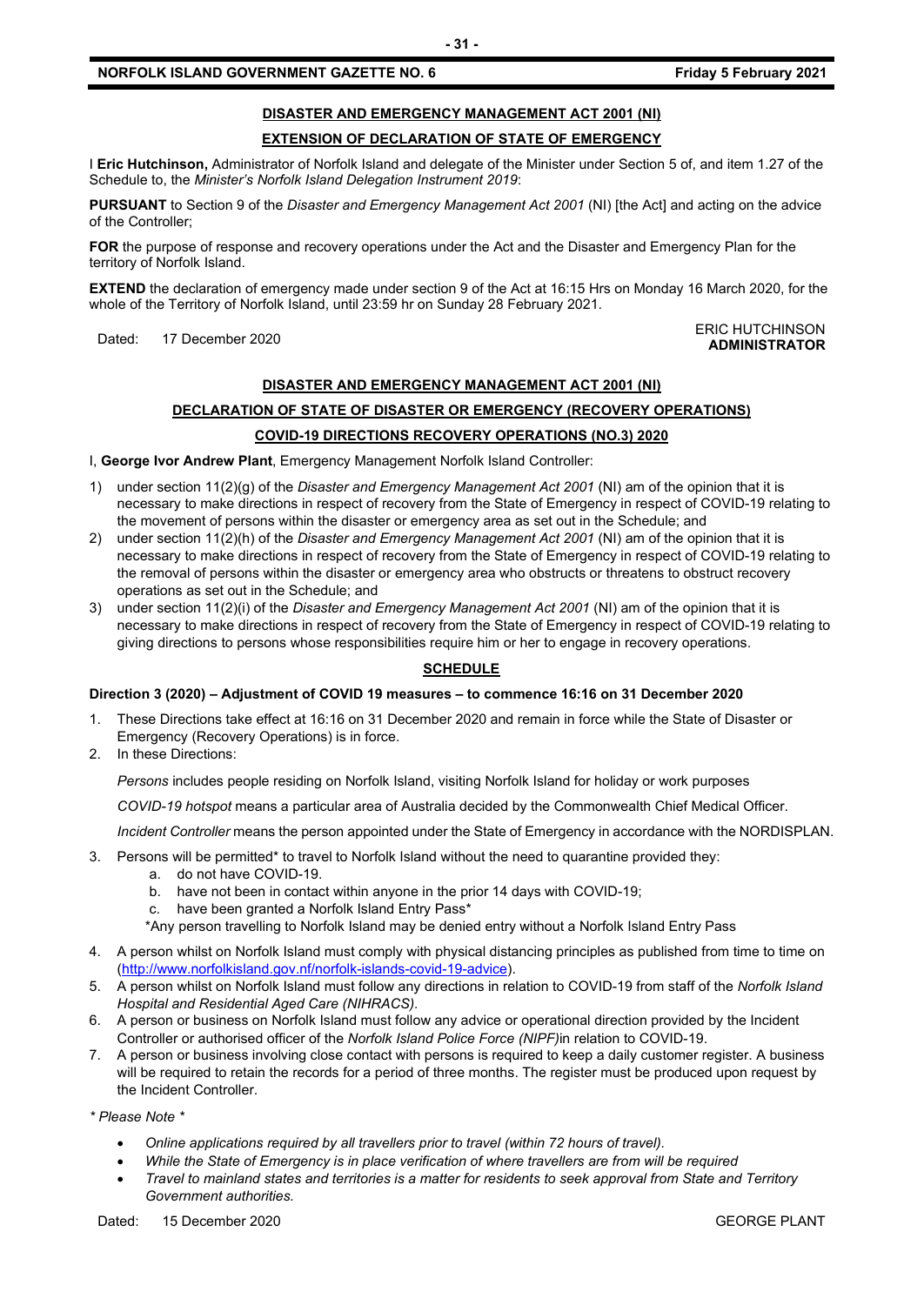## DISASTER AND EMERGENCY MANAGEMENT ACT 2001 (NI)

## EXTENSION OF DECLARATION OF STATE OF EMERGENCY

I **Eric Hutchinson,** Administrator of Norfolk Island and delegate of the Minister under Section 5 of, and item 1.27 of the Schedule to, the *Minister's Norfolk Island Delegation Instrument 2019*:

**PURSUANT** to Section 9 of the *Disaster and Emergency Management Act 2001* (NI) [the Act] and acting on the advice of the Controller;

**FOR** the purpose of response and recovery operations under the Act and the Disaster and Emergency Plan for the territory of Norfolk Island.

**EXTEND** the declaration of emergency made under section 9 of the Act at 16:15 Hrs on Monday 16 March 2020, for the whole of the Territory of Norfolk Island, until 23:59 hr on Sunday 28 February 2021.

Dated: 17 December 2020

ERIC HUTCHINSON
**ADMINISTRATOR**

## DISASTER AND EMERGENCY MANAGEMENT ACT 2001 (NI)

## DECLARATION OF STATE OF DISASTER OR EMERGENCY (RECOVERY OPERATIONS)

## COVID-19 DIRECTIONS RECOVERY OPERATIONS (NO.3) 2020

I, **George Ivor Andrew Plant**, Emergency Management Norfolk Island Controller:

1) under section 11(2)(g) of the *Disaster and Emergency Management Act 2001* (NI) am of the opinion that it is necessary to make directions in respect of recovery from the State of Emergency in respect of COVID-19 relating to the movement of persons within the disaster or emergency area as set out in the Schedule; and
2) under section 11(2)(h) of the *Disaster and Emergency Management Act 2001* (NI) am of the opinion that it is necessary to make directions in respect of recovery from the State of Emergency in respect of COVID-19 relating to the removal of persons within the disaster or emergency area who obstructs or threatens to obstruct recovery operations as set out in the Schedule; and
3) under section 11(2)(i) of the *Disaster and Emergency Management Act 2001* (NI) am of the opinion that it is necessary to make directions in respect of recovery from the State of Emergency in respect of COVID-19 relating to giving directions to persons whose responsibilities require him or her to engage in recovery operations.

## SCHEDULE

**Direction 3 (2020) – Adjustment of COVID 19 measures – to commence 16:16 on 31 December 2020**

1. These Directions take effect at 16:16 on 31 December 2020 and remain in force while the State of Disaster or Emergency (Recovery Operations) is in force.
2. In these Directions:

   *Persons* includes people residing on Norfolk Island, visiting Norfolk Island for holiday or work purposes

   *COVID-19 hotspot* means a particular area of Australia decided by the Commonwealth Chief Medical Officer.

   *Incident Controller* means the person appointed under the State of Emergency in accordance with the NORDISPLAN.

3. Persons will be permitted* to travel to Norfolk Island without the need to quarantine provided they:
   a. do not have COVID-19.
   b. have not been in contact within anyone in the prior 14 days with COVID-19;
   c. have been granted a Norfolk Island Entry Pass*

   *Any person travelling to Norfolk Island may be denied entry without a Norfolk Island Entry Pass

4. A person whilst on Norfolk Island must comply with physical distancing principles as published from time to time on (http://www.norfolkisland.gov.nf/norfolk-islands-covid-19-advice).
5. A person whilst on Norfolk Island must follow any directions in relation to COVID-19 from staff of the *Norfolk Island Hospital and Residential Aged Care (NIHRACS).*
6. A person or business on Norfolk Island must follow any advice or operational direction provided by the Incident Controller or authorised officer of the *Norfolk Island Police Force (NIPF)*in relation to COVID-19.
7. A person or business involving close contact with persons is required to keep a daily customer register. A business will be required to retain the records for a period of three months. The register must be produced upon request by the Incident Controller.

*\* Please Note \**

- *Online applications required by all travellers prior to travel (within 72 hours of travel).*
- *While the State of Emergency is in place verification of where travellers are from will be required*
- *Travel to mainland states and territories is a matter for residents to seek approval from State and Territory Government authorities.*

Dated: 15 December 2020

GEORGE PLANT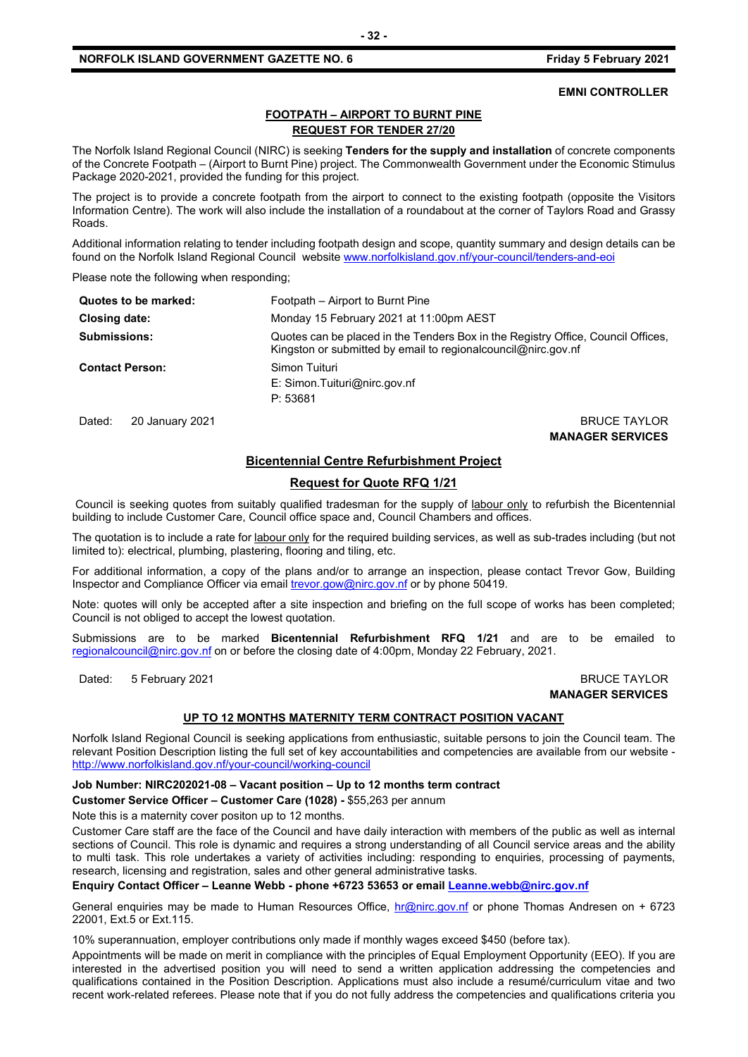**EMNI CONTROLLER**

## FOOTPATH – AIRPORT TO BURNT PINE
## REQUEST FOR TENDER 27/20

The Norfolk Island Regional Council (NIRC) is seeking **Tenders for the supply and installation** of concrete components of the Concrete Footpath – (Airport to Burnt Pine) project. The Commonwealth Government under the Economic Stimulus Package 2020-2021, provided the funding for this project.

The project is to provide a concrete footpath from the airport to connect to the existing footpath (opposite the Visitors Information Centre). The work will also include the installation of a roundabout at the corner of Taylors Road and Grassy Roads.

Additional information relating to tender including footpath design and scope, quantity summary and design details can be found on the Norfolk Island Regional Council website www.norfolkisland.gov.nf/your-council/tenders-and-eoi

Please note the following when responding;

| | |
|---|---|
| **Quotes to be marked:** | Footpath – Airport to Burnt Pine |
| **Closing date:** | Monday 15 February 2021 at 11:00pm AEST |
| **Submissions:** | Quotes can be placed in the Tenders Box in the Registry Office, Council Offices, Kingston or submitted by email to regionalcouncil@nirc.gov.nf |
| **Contact Person:** | Simon Tuituri<br>E: Simon.Tuituri@nirc.gov.nf<br>P: 53681 |

Dated: 20 January 2021

BRUCE TAYLOR
**MANAGER SERVICES**

## Bicentennial Centre Refurbishment Project

## Request for Quote RFQ 1/21

Council is seeking quotes from suitably qualified tradesman for the supply of labour only to refurbish the Bicentennial building to include Customer Care, Council office space and, Council Chambers and offices.

The quotation is to include a rate for labour only for the required building services, as well as sub-trades including (but not limited to): electrical, plumbing, plastering, flooring and tiling, etc.

For additional information, a copy of the plans and/or to arrange an inspection, please contact Trevor Gow, Building Inspector and Compliance Officer via email trevor.gow@nirc.gov.nf or by phone 50419.

Note: quotes will only be accepted after a site inspection and briefing on the full scope of works has been completed; Council is not obliged to accept the lowest quotation.

Submissions are to be marked **Bicentennial Refurbishment RFQ 1/21** and are to be emailed to regionalcouncil@nirc.gov.nf on or before the closing date of 4:00pm, Monday 22 February, 2021.

Dated: 5 February 2021

BRUCE TAYLOR
**MANAGER SERVICES**

## UP TO 12 MONTHS MATERNITY TERM CONTRACT POSITION VACANT

Norfolk Island Regional Council is seeking applications from enthusiastic, suitable persons to join the Council team. The relevant Position Description listing the full set of key accountabilities and competencies are available from our website - http://www.norfolkisland.gov.nf/your-council/working-council

**Job Number: NIRC202021-08 – Vacant position – Up to 12 months term contract**

**Customer Service Officer – Customer Care (1028) -** $55,263 per annum

Note this is a maternity cover positon up to 12 months.

Customer Care staff are the face of the Council and have daily interaction with members of the public as well as internal sections of Council. This role is dynamic and requires a strong understanding of all Council service areas and the ability to multi task. This role undertakes a variety of activities including: responding to enquiries, processing of payments, research, licensing and registration, sales and other general administrative tasks.

**Enquiry Contact Officer – Leanne Webb - phone +6723 53653 or email Leanne.webb@nirc.gov.nf**

General enquiries may be made to Human Resources Office, hr@nirc.gov.nf or phone Thomas Andresen on + 6723 22001, Ext.5 or Ext.115.

10% superannuation, employer contributions only made if monthly wages exceed $450 (before tax).

Appointments will be made on merit in compliance with the principles of Equal Employment Opportunity (EEO). If you are interested in the advertised position you will need to send a written application addressing the competencies and qualifications contained in the Position Description. Applications must also include a resumé/curriculum vitae and two recent work-related referees. Please note that if you do not fully address the competencies and qualifications criteria you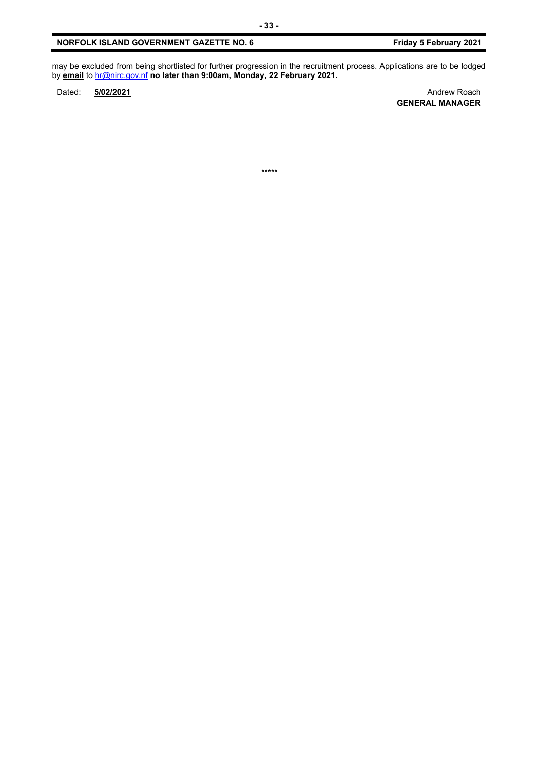may be excluded from being shortlisted for further progression in the recruitment process. Applications are to be lodged by **email** to hr@nirc.gov.nf **no later than 9:00am, Monday, 22 February 2021.**

Dated: **5/02/2021**

Andrew Roach
**GENERAL MANAGER**

*****